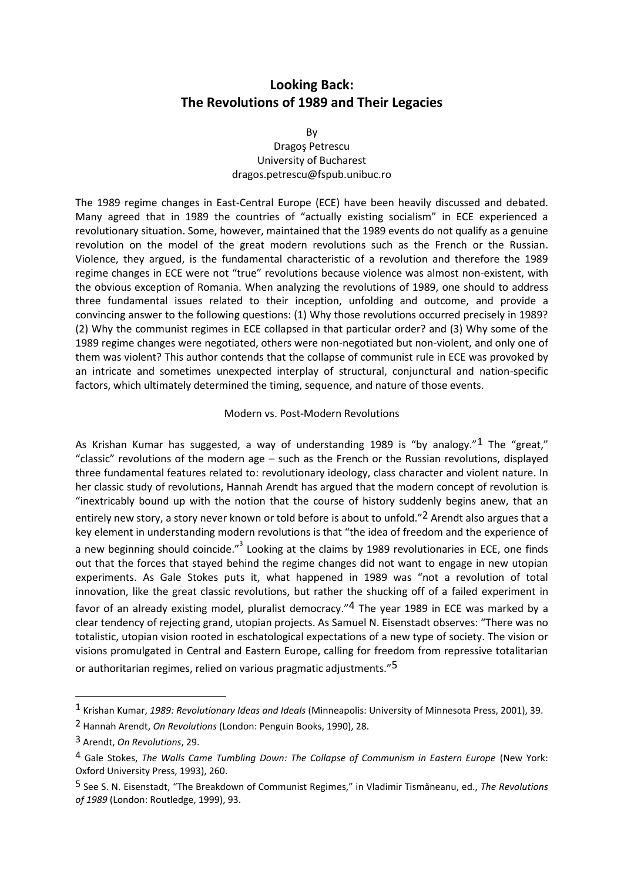# Looking Back:
# The Revolutions of 1989 and Their Legacies

By
Dragoş Petrescu
University of Bucharest
dragos.petrescu@fspub.unibuc.ro

The 1989 regime changes in East-Central Europe (ECE) have been heavily discussed and debated. Many agreed that in 1989 the countries of "actually existing socialism" in ECE experienced a revolutionary situation. Some, however, maintained that the 1989 events do not qualify as a genuine revolution on the model of the great modern revolutions such as the French or the Russian. Violence, they argued, is the fundamental characteristic of a revolution and therefore the 1989 regime changes in ECE were not "true" revolutions because violence was almost non-existent, with the obvious exception of Romania. When analyzing the revolutions of 1989, one should to address three fundamental issues related to their inception, unfolding and outcome, and provide a convincing answer to the following questions: (1) Why those revolutions occurred precisely in 1989? (2) Why the communist regimes in ECE collapsed in that particular order? and (3) Why some of the 1989 regime changes were negotiated, others were non-negotiated but non-violent, and only one of them was violent? This author contends that the collapse of communist rule in ECE was provoked by an intricate and sometimes unexpected interplay of structural, conjunctural and nation-specific factors, which ultimately determined the timing, sequence, and nature of those events.

## Modern vs. Post-Modern Revolutions

As Krishan Kumar has suggested, a way of understanding 1989 is "by analogy."[1] The "great," "classic" revolutions of the modern age – such as the French or the Russian revolutions, displayed three fundamental features related to: revolutionary ideology, class character and violent nature. In her classic study of revolutions, Hannah Arendt has argued that the modern concept of revolution is "inextricably bound up with the notion that the course of history suddenly begins anew, that an entirely new story, a story never known or told before is about to unfold."[2] Arendt also argues that a key element in understanding modern revolutions is that "the idea of freedom and the experience of a new beginning should coincide."[3] Looking at the claims by 1989 revolutionaries in ECE, one finds out that the forces that stayed behind the regime changes did not want to engage in new utopian experiments. As Gale Stokes puts it, what happened in 1989 was "not a revolution of total innovation, like the great classic revolutions, but rather the shucking off of a failed experiment in favor of an already existing model, pluralist democracy."[4] The year 1989 in ECE was marked by a clear tendency of rejecting grand, utopian projects. As Samuel N. Eisenstadt observes: "There was no totalistic, utopian vision rooted in eschatological expectations of a new type of society. The vision or visions promulgated in Central and Eastern Europe, calling for freedom from repressive totalitarian or authoritarian regimes, relied on various pragmatic adjustments."[5]

---

[1] Krishan Kumar, *1989: Revolutionary Ideas and Ideals* (Minneapolis: University of Minnesota Press, 2001), 39.

[2] Hannah Arendt, *On Revolutions* (London: Penguin Books, 1990), 28.

[3] Arendt, *On Revolutions*, 29.

[4] Gale Stokes, *The Walls Came Tumbling Down: The Collapse of Communism in Eastern Europe* (New York: Oxford University Press, 1993), 260.

[5] See S. N. Eisenstadt, "The Breakdown of Communist Regimes," in Vladimir Tismăneanu, ed., *The Revolutions of 1989* (London: Routledge, 1999), 93.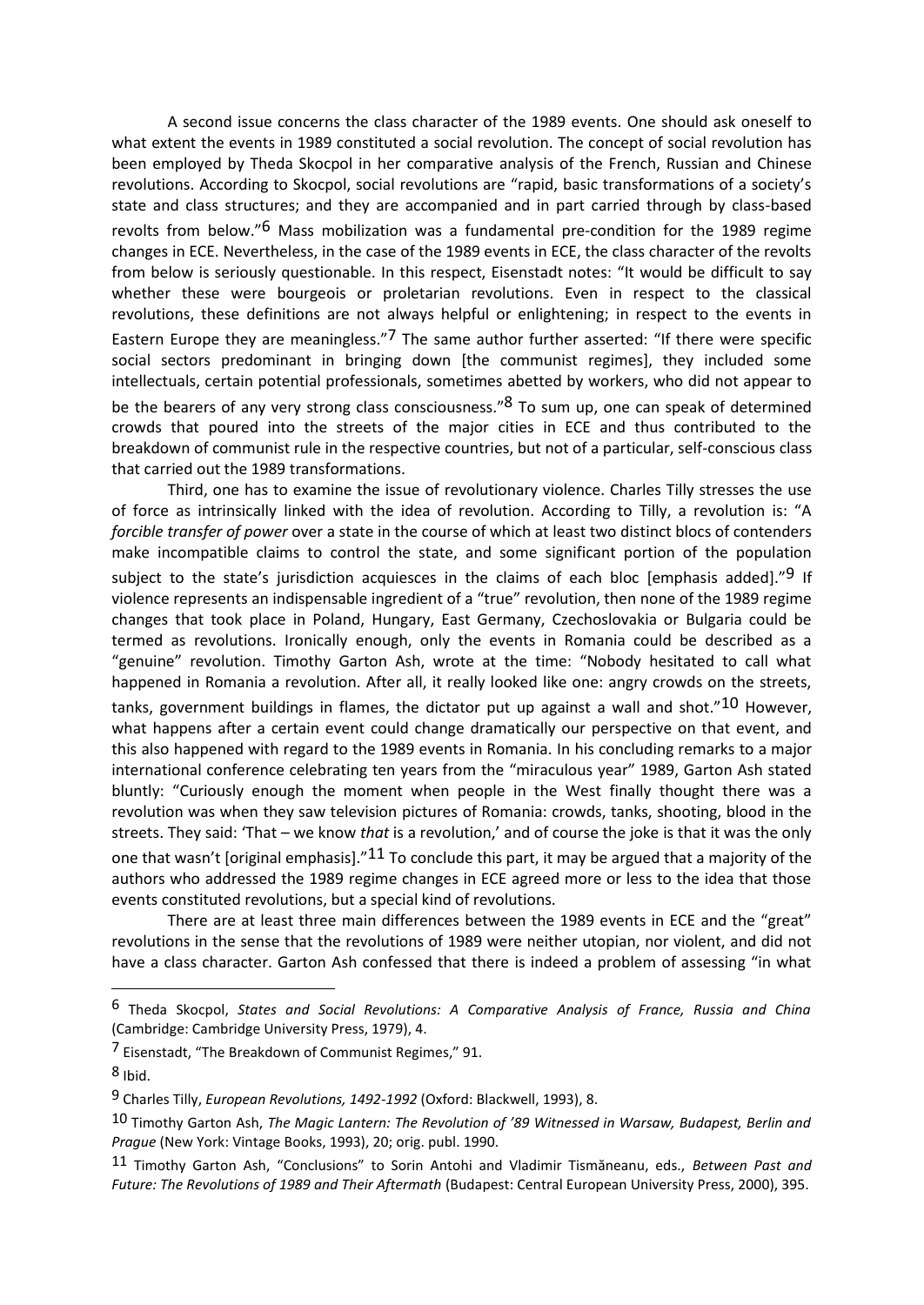A second issue concerns the class character of the 1989 events. One should ask oneself to what extent the events in 1989 constituted a social revolution. The concept of social revolution has been employed by Theda Skocpol in her comparative analysis of the French, Russian and Chinese revolutions. According to Skocpol, social revolutions are "rapid, basic transformations of a society's state and class structures; and they are accompanied and in part carried through by class-based revolts from below."[6] Mass mobilization was a fundamental pre-condition for the 1989 regime changes in ECE. Nevertheless, in the case of the 1989 events in ECE, the class character of the revolts from below is seriously questionable. In this respect, Eisenstadt notes: "It would be difficult to say whether these were bourgeois or proletarian revolutions. Even in respect to the classical revolutions, these definitions are not always helpful or enlightening; in respect to the events in Eastern Europe they are meaningless."[7] The same author further asserted: "If there were specific social sectors predominant in bringing down [the communist regimes], they included some intellectuals, certain potential professionals, sometimes abetted by workers, who did not appear to be the bearers of any very strong class consciousness."[8] To sum up, one can speak of determined crowds that poured into the streets of the major cities in ECE and thus contributed to the breakdown of communist rule in the respective countries, but not of a particular, self-conscious class that carried out the 1989 transformations.

Third, one has to examine the issue of revolutionary violence. Charles Tilly stresses the use of force as intrinsically linked with the idea of revolution. According to Tilly, a revolution is: "A *forcible transfer of power* over a state in the course of which at least two distinct blocs of contenders make incompatible claims to control the state, and some significant portion of the population subject to the state's jurisdiction acquiesces in the claims of each bloc [emphasis added]."[9] If violence represents an indispensable ingredient of a "true" revolution, then none of the 1989 regime changes that took place in Poland, Hungary, East Germany, Czechoslovakia or Bulgaria could be termed as revolutions. Ironically enough, only the events in Romania could be described as a "genuine" revolution. Timothy Garton Ash, wrote at the time: "Nobody hesitated to call what happened in Romania a revolution. After all, it really looked like one: angry crowds on the streets, tanks, government buildings in flames, the dictator put up against a wall and shot."[10] However, what happens after a certain event could change dramatically our perspective on that event, and this also happened with regard to the 1989 events in Romania. In his concluding remarks to a major international conference celebrating ten years from the "miraculous year" 1989, Garton Ash stated bluntly: "Curiously enough the moment when people in the West finally thought there was a revolution was when they saw television pictures of Romania: crowds, tanks, shooting, blood in the streets. They said: 'That – we know *that* is a revolution,' and of course the joke is that it was the only one that wasn't [original emphasis]."[11] To conclude this part, it may be argued that a majority of the authors who addressed the 1989 regime changes in ECE agreed more or less to the idea that those events constituted revolutions, but a special kind of revolutions.

There are at least three main differences between the 1989 events in ECE and the "great" revolutions in the sense that the revolutions of 1989 were neither utopian, nor violent, and did not have a class character. Garton Ash confessed that there is indeed a problem of assessing "in what

---

[6] Theda Skocpol, *States and Social Revolutions: A Comparative Analysis of France, Russia and China* (Cambridge: Cambridge University Press, 1979), 4.

[7] Eisenstadt, "The Breakdown of Communist Regimes," 91.

[8] Ibid.

[9] Charles Tilly, *European Revolutions, 1492-1992* (Oxford: Blackwell, 1993), 8.

[10] Timothy Garton Ash, *The Magic Lantern: The Revolution of '89 Witnessed in Warsaw, Budapest, Berlin and Prague* (New York: Vintage Books, 1993), 20; orig. publ. 1990.

[11] Timothy Garton Ash, "Conclusions" to Sorin Antohi and Vladimir Tismăneanu, eds., *Between Past and Future: The Revolutions of 1989 and Their Aftermath* (Budapest: Central European University Press, 2000), 395.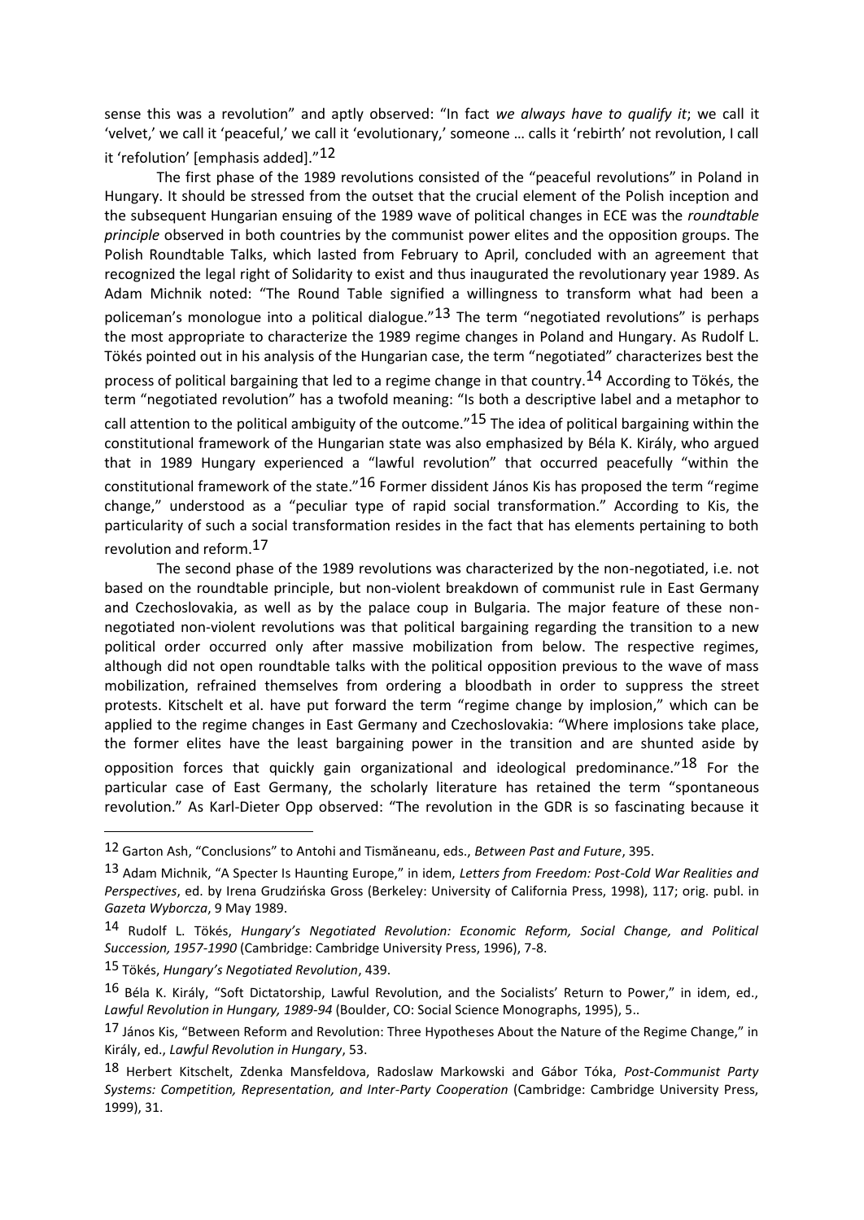sense this was a revolution" and aptly observed: "In fact *we always have to qualify it*; we call it 'velvet,' we call it 'peaceful,' we call it 'evolutionary,' someone … calls it 'rebirth' not revolution, I call it 'refolution' [emphasis added]."[12]

The first phase of the 1989 revolutions consisted of the "peaceful revolutions" in Poland in Hungary. It should be stressed from the outset that the crucial element of the Polish inception and the subsequent Hungarian ensuing of the 1989 wave of political changes in ECE was the *roundtable principle* observed in both countries by the communist power elites and the opposition groups. The Polish Roundtable Talks, which lasted from February to April, concluded with an agreement that recognized the legal right of Solidarity to exist and thus inaugurated the revolutionary year 1989. As Adam Michnik noted: "The Round Table signified a willingness to transform what had been a policeman's monologue into a political dialogue."[13] The term "negotiated revolutions" is perhaps the most appropriate to characterize the 1989 regime changes in Poland and Hungary. As Rudolf L. Tökés pointed out in his analysis of the Hungarian case, the term "negotiated" characterizes best the process of political bargaining that led to a regime change in that country.[14] According to Tökés, the term "negotiated revolution" has a twofold meaning: "Is both a descriptive label and a metaphor to call attention to the political ambiguity of the outcome."[15] The idea of political bargaining within the constitutional framework of the Hungarian state was also emphasized by Béla K. Király, who argued that in 1989 Hungary experienced a "lawful revolution" that occurred peacefully "within the constitutional framework of the state."[16] Former dissident János Kis has proposed the term "regime change," understood as a "peculiar type of rapid social transformation." According to Kis, the particularity of such a social transformation resides in the fact that has elements pertaining to both revolution and reform.[17]

The second phase of the 1989 revolutions was characterized by the non-negotiated, i.e. not based on the roundtable principle, but non-violent breakdown of communist rule in East Germany and Czechoslovakia, as well as by the palace coup in Bulgaria. The major feature of these non-negotiated non-violent revolutions was that political bargaining regarding the transition to a new political order occurred only after massive mobilization from below. The respective regimes, although did not open roundtable talks with the political opposition previous to the wave of mass mobilization, refrained themselves from ordering a bloodbath in order to suppress the street protests. Kitschelt et al. have put forward the term "regime change by implosion," which can be applied to the regime changes in East Germany and Czechoslovakia: "Where implosions take place, the former elites have the least bargaining power in the transition and are shunted aside by opposition forces that quickly gain organizational and ideological predominance."[18] For the particular case of East Germany, the scholarly literature has retained the term "spontaneous revolution." As Karl-Dieter Opp observed: "The revolution in the GDR is so fascinating because it

---

[12] Garton Ash, "Conclusions" to Antohi and Tismăneanu, eds., *Between Past and Future*, 395.

[13] Adam Michnik, "A Specter Is Haunting Europe," in idem, *Letters from Freedom: Post-Cold War Realities and Perspectives*, ed. by Irena Grudzińska Gross (Berkeley: University of California Press, 1998), 117; orig. publ. in *Gazeta Wyborcza*, 9 May 1989.

[14] Rudolf L. Tökés, *Hungary's Negotiated Revolution: Economic Reform, Social Change, and Political Succession, 1957-1990* (Cambridge: Cambridge University Press, 1996), 7-8.

[15] Tökés, *Hungary's Negotiated Revolution*, 439.

[16] Béla K. Király, "Soft Dictatorship, Lawful Revolution, and the Socialists' Return to Power," in idem, ed., *Lawful Revolution in Hungary, 1989-94* (Boulder, CO: Social Science Monographs, 1995), 5..

[17] János Kis, "Between Reform and Revolution: Three Hypotheses About the Nature of the Regime Change," in Király, ed., *Lawful Revolution in Hungary*, 53.

[18] Herbert Kitschelt, Zdenka Mansfeldova, Radoslaw Markowski and Gábor Tóka, *Post-Communist Party Systems: Competition, Representation, and Inter-Party Cooperation* (Cambridge: Cambridge University Press, 1999), 31.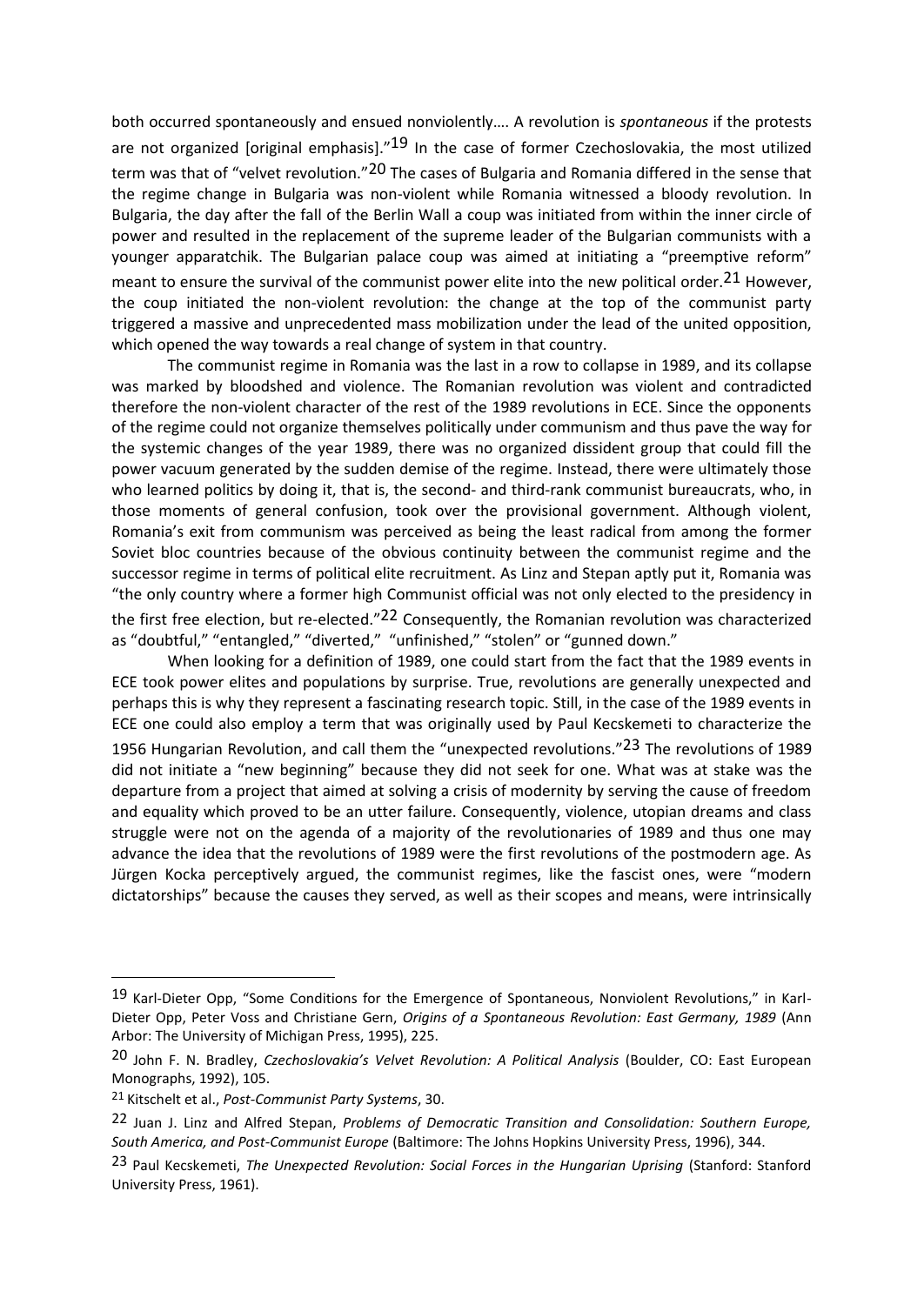both occurred spontaneously and ensued nonviolently…. A revolution is *spontaneous* if the protests are not organized [original emphasis]."[19] In the case of former Czechoslovakia, the most utilized term was that of "velvet revolution."[20] The cases of Bulgaria and Romania differed in the sense that the regime change in Bulgaria was non-violent while Romania witnessed a bloody revolution. In Bulgaria, the day after the fall of the Berlin Wall a coup was initiated from within the inner circle of power and resulted in the replacement of the supreme leader of the Bulgarian communists with a younger apparatchik. The Bulgarian palace coup was aimed at initiating a "preemptive reform" meant to ensure the survival of the communist power elite into the new political order.[21] However, the coup initiated the non-violent revolution: the change at the top of the communist party triggered a massive and unprecedented mass mobilization under the lead of the united opposition, which opened the way towards a real change of system in that country.

The communist regime in Romania was the last in a row to collapse in 1989, and its collapse was marked by bloodshed and violence. The Romanian revolution was violent and contradicted therefore the non-violent character of the rest of the 1989 revolutions in ECE. Since the opponents of the regime could not organize themselves politically under communism and thus pave the way for the systemic changes of the year 1989, there was no organized dissident group that could fill the power vacuum generated by the sudden demise of the regime. Instead, there were ultimately those who learned politics by doing it, that is, the second- and third-rank communist bureaucrats, who, in those moments of general confusion, took over the provisional government. Although violent, Romania's exit from communism was perceived as being the least radical from among the former Soviet bloc countries because of the obvious continuity between the communist regime and the successor regime in terms of political elite recruitment. As Linz and Stepan aptly put it, Romania was "the only country where a former high Communist official was not only elected to the presidency in the first free election, but re-elected."[22] Consequently, the Romanian revolution was characterized as "doubtful," "entangled," "diverted," "unfinished," "stolen" or "gunned down."

When looking for a definition of 1989, one could start from the fact that the 1989 events in ECE took power elites and populations by surprise. True, revolutions are generally unexpected and perhaps this is why they represent a fascinating research topic. Still, in the case of the 1989 events in ECE one could also employ a term that was originally used by Paul Kecskemeti to characterize the 1956 Hungarian Revolution, and call them the "unexpected revolutions."[23] The revolutions of 1989 did not initiate a "new beginning" because they did not seek for one. What was at stake was the departure from a project that aimed at solving a crisis of modernity by serving the cause of freedom and equality which proved to be an utter failure. Consequently, violence, utopian dreams and class struggle were not on the agenda of a majority of the revolutionaries of 1989 and thus one may advance the idea that the revolutions of 1989 were the first revolutions of the postmodern age. As Jürgen Kocka perceptively argued, the communist regimes, like the fascist ones, were "modern dictatorships" because the causes they served, as well as their scopes and means, were intrinsically

---

[19] Karl-Dieter Opp, "Some Conditions for the Emergence of Spontaneous, Nonviolent Revolutions," in Karl-Dieter Opp, Peter Voss and Christiane Gern, *Origins of a Spontaneous Revolution: East Germany, 1989* (Ann Arbor: The University of Michigan Press, 1995), 225.

[20] John F. N. Bradley, *Czechoslovakia's Velvet Revolution: A Political Analysis* (Boulder, CO: East European Monographs, 1992), 105.

[21] Kitschelt et al., *Post-Communist Party Systems*, 30.

[22] Juan J. Linz and Alfred Stepan, *Problems of Democratic Transition and Consolidation: Southern Europe, South America, and Post-Communist Europe* (Baltimore: The Johns Hopkins University Press, 1996), 344.

[23] Paul Kecskemeti, *The Unexpected Revolution: Social Forces in the Hungarian Uprising* (Stanford: Stanford University Press, 1961).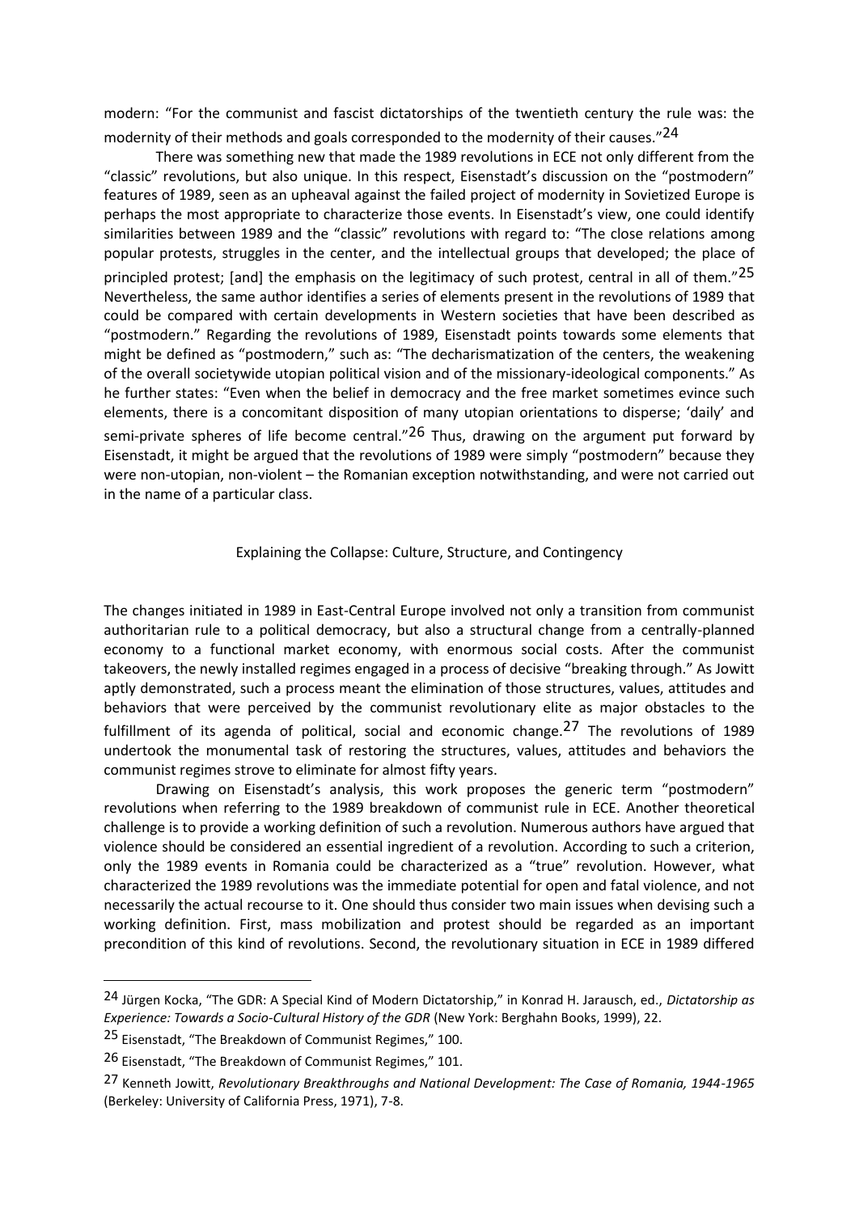modern: "For the communist and fascist dictatorships of the twentieth century the rule was: the modernity of their methods and goals corresponded to the modernity of their causes."[24]

There was something new that made the 1989 revolutions in ECE not only different from the "classic" revolutions, but also unique. In this respect, Eisenstadt's discussion on the "postmodern" features of 1989, seen as an upheaval against the failed project of modernity in Sovietized Europe is perhaps the most appropriate to characterize those events. In Eisenstadt's view, one could identify similarities between 1989 and the "classic" revolutions with regard to: "The close relations among popular protests, struggles in the center, and the intellectual groups that developed; the place of principled protest; [and] the emphasis on the legitimacy of such protest, central in all of them."[25] Nevertheless, the same author identifies a series of elements present in the revolutions of 1989 that could be compared with certain developments in Western societies that have been described as "postmodern." Regarding the revolutions of 1989, Eisenstadt points towards some elements that might be defined as "postmodern," such as: "The decharismatization of the centers, the weakening of the overall societywide utopian political vision and of the missionary-ideological components." As he further states: "Even when the belief in democracy and the free market sometimes evince such elements, there is a concomitant disposition of many utopian orientations to disperse; 'daily' and semi-private spheres of life become central."[26] Thus, drawing on the argument put forward by Eisenstadt, it might be argued that the revolutions of 1989 were simply "postmodern" because they were non-utopian, non-violent – the Romanian exception notwithstanding, and were not carried out in the name of a particular class.

## Explaining the Collapse: Culture, Structure, and Contingency

The changes initiated in 1989 in East-Central Europe involved not only a transition from communist authoritarian rule to a political democracy, but also a structural change from a centrally-planned economy to a functional market economy, with enormous social costs. After the communist takeovers, the newly installed regimes engaged in a process of decisive "breaking through." As Jowitt aptly demonstrated, such a process meant the elimination of those structures, values, attitudes and behaviors that were perceived by the communist revolutionary elite as major obstacles to the fulfillment of its agenda of political, social and economic change.[27] The revolutions of 1989 undertook the monumental task of restoring the structures, values, attitudes and behaviors the communist regimes strove to eliminate for almost fifty years.

Drawing on Eisenstadt's analysis, this work proposes the generic term "postmodern" revolutions when referring to the 1989 breakdown of communist rule in ECE. Another theoretical challenge is to provide a working definition of such a revolution. Numerous authors have argued that violence should be considered an essential ingredient of a revolution. According to such a criterion, only the 1989 events in Romania could be characterized as a "true" revolution. However, what characterized the 1989 revolutions was the immediate potential for open and fatal violence, and not necessarily the actual recourse to it. One should thus consider two main issues when devising such a working definition. First, mass mobilization and protest should be regarded as an important precondition of this kind of revolutions. Second, the revolutionary situation in ECE in 1989 differed

---

[24] Jürgen Kocka, "The GDR: A Special Kind of Modern Dictatorship," in Konrad H. Jarausch, ed., *Dictatorship as Experience: Towards a Socio-Cultural History of the GDR* (New York: Berghahn Books, 1999), 22.

[25] Eisenstadt, "The Breakdown of Communist Regimes," 100.

[26] Eisenstadt, "The Breakdown of Communist Regimes," 101.

[27] Kenneth Jowitt, *Revolutionary Breakthroughs and National Development: The Case of Romania, 1944-1965* (Berkeley: University of California Press, 1971), 7-8.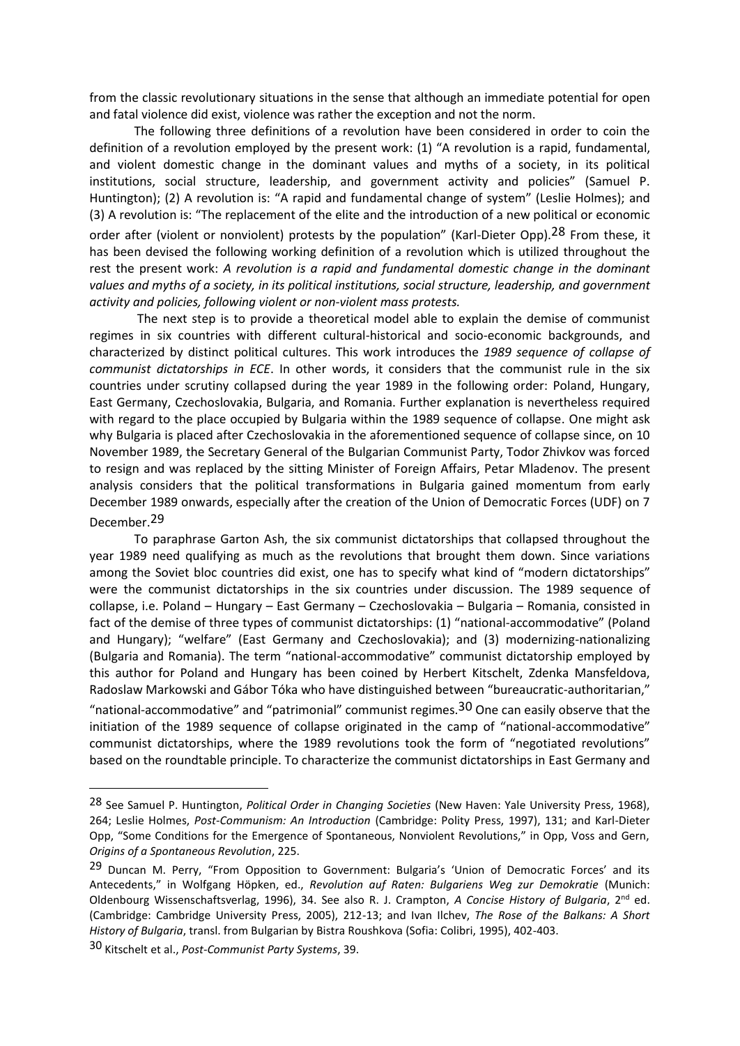from the classic revolutionary situations in the sense that although an immediate potential for open and fatal violence did exist, violence was rather the exception and not the norm.

The following three definitions of a revolution have been considered in order to coin the definition of a revolution employed by the present work: (1) "A revolution is a rapid, fundamental, and violent domestic change in the dominant values and myths of a society, in its political institutions, social structure, leadership, and government activity and policies" (Samuel P. Huntington); (2) A revolution is: "A rapid and fundamental change of system" (Leslie Holmes); and (3) A revolution is: "The replacement of the elite and the introduction of a new political or economic order after (violent or nonviolent) protests by the population" (Karl-Dieter Opp).[28] From these, it has been devised the following working definition of a revolution which is utilized throughout the rest the present work: *A revolution is a rapid and fundamental domestic change in the dominant values and myths of a society, in its political institutions, social structure, leadership, and government activity and policies, following violent or non-violent mass protests.*

The next step is to provide a theoretical model able to explain the demise of communist regimes in six countries with different cultural-historical and socio-economic backgrounds, and characterized by distinct political cultures. This work introduces the *1989 sequence of collapse of communist dictatorships in ECE*. In other words, it considers that the communist rule in the six countries under scrutiny collapsed during the year 1989 in the following order: Poland, Hungary, East Germany, Czechoslovakia, Bulgaria, and Romania. Further explanation is nevertheless required with regard to the place occupied by Bulgaria within the 1989 sequence of collapse. One might ask why Bulgaria is placed after Czechoslovakia in the aforementioned sequence of collapse since, on 10 November 1989, the Secretary General of the Bulgarian Communist Party, Todor Zhivkov was forced to resign and was replaced by the sitting Minister of Foreign Affairs, Petar Mladenov. The present analysis considers that the political transformations in Bulgaria gained momentum from early December 1989 onwards, especially after the creation of the Union of Democratic Forces (UDF) on 7 December.[29]

To paraphrase Garton Ash, the six communist dictatorships that collapsed throughout the year 1989 need qualifying as much as the revolutions that brought them down. Since variations among the Soviet bloc countries did exist, one has to specify what kind of "modern dictatorships" were the communist dictatorships in the six countries under discussion. The 1989 sequence of collapse, i.e. Poland – Hungary – East Germany – Czechoslovakia – Bulgaria – Romania, consisted in fact of the demise of three types of communist dictatorships: (1) "national-accommodative" (Poland and Hungary); "welfare" (East Germany and Czechoslovakia); and (3) modernizing-nationalizing (Bulgaria and Romania). The term "national-accommodative" communist dictatorship employed by this author for Poland and Hungary has been coined by Herbert Kitschelt, Zdenka Mansfeldova, Radoslaw Markowski and Gábor Tóka who have distinguished between "bureaucratic-authoritarian," "national-accommodative" and "patrimonial" communist regimes.[30] One can easily observe that the initiation of the 1989 sequence of collapse originated in the camp of "national-accommodative" communist dictatorships, where the 1989 revolutions took the form of "negotiated revolutions" based on the roundtable principle. To characterize the communist dictatorships in East Germany and

---

[28] See Samuel P. Huntington, *Political Order in Changing Societies* (New Haven: Yale University Press, 1968), 264; Leslie Holmes, *Post-Communism: An Introduction* (Cambridge: Polity Press, 1997), 131; and Karl-Dieter Opp, "Some Conditions for the Emergence of Spontaneous, Nonviolent Revolutions," in Opp, Voss and Gern, *Origins of a Spontaneous Revolution*, 225.

[29] Duncan M. Perry, "From Opposition to Government: Bulgaria's 'Union of Democratic Forces' and its Antecedents," in Wolfgang Höpken, ed., *Revolution auf Raten: Bulgariens Weg zur Demokratie* (Munich: Oldenbourg Wissenschaftsverlag, 1996), 34. See also R. J. Crampton, *A Concise History of Bulgaria*, 2nd ed. (Cambridge: Cambridge University Press, 2005), 212-13; and Ivan Ilchev, *The Rose of the Balkans: A Short History of Bulgaria*, transl. from Bulgarian by Bistra Roushkova (Sofia: Colibri, 1995), 402-403.

[30] Kitschelt et al., *Post-Communist Party Systems*, 39.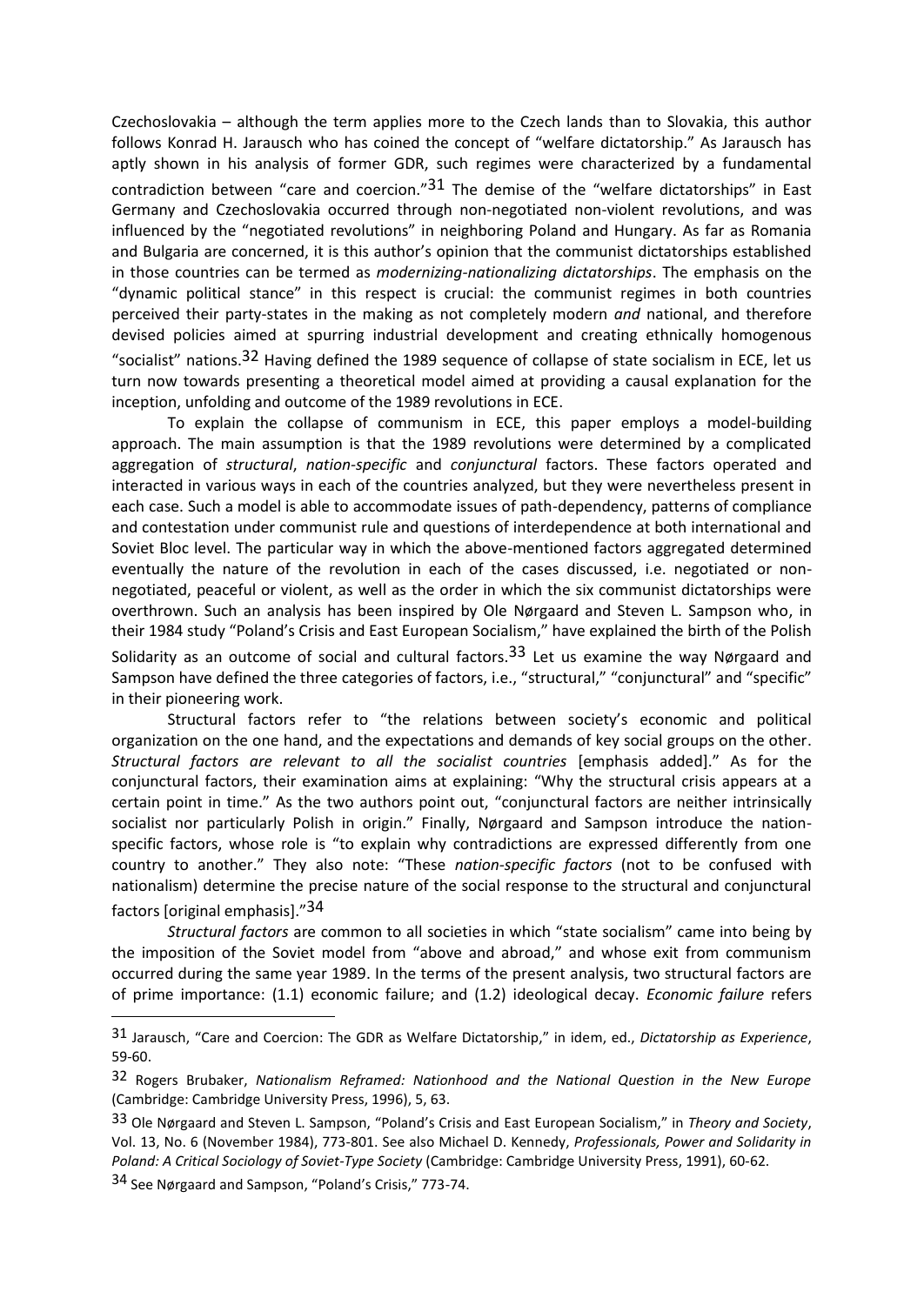Czechoslovakia – although the term applies more to the Czech lands than to Slovakia, this author follows Konrad H. Jarausch who has coined the concept of "welfare dictatorship." As Jarausch has aptly shown in his analysis of former GDR, such regimes were characterized by a fundamental contradiction between "care and coercion."[31] The demise of the "welfare dictatorships" in East Germany and Czechoslovakia occurred through non-negotiated non-violent revolutions, and was influenced by the "negotiated revolutions" in neighboring Poland and Hungary. As far as Romania and Bulgaria are concerned, it is this author's opinion that the communist dictatorships established in those countries can be termed as *modernizing-nationalizing dictatorships*. The emphasis on the "dynamic political stance" in this respect is crucial: the communist regimes in both countries perceived their party-states in the making as not completely modern *and* national, and therefore devised policies aimed at spurring industrial development and creating ethnically homogenous "socialist" nations.[32] Having defined the 1989 sequence of collapse of state socialism in ECE, let us turn now towards presenting a theoretical model aimed at providing a causal explanation for the inception, unfolding and outcome of the 1989 revolutions in ECE.

To explain the collapse of communism in ECE, this paper employs a model-building approach. The main assumption is that the 1989 revolutions were determined by a complicated aggregation of *structural*, *nation-specific* and *conjunctural* factors. These factors operated and interacted in various ways in each of the countries analyzed, but they were nevertheless present in each case. Such a model is able to accommodate issues of path-dependency, patterns of compliance and contestation under communist rule and questions of interdependence at both international and Soviet Bloc level. The particular way in which the above-mentioned factors aggregated determined eventually the nature of the revolution in each of the cases discussed, i.e. negotiated or non-negotiated, peaceful or violent, as well as the order in which the six communist dictatorships were overthrown. Such an analysis has been inspired by Ole Nørgaard and Steven L. Sampson who, in their 1984 study "Poland's Crisis and East European Socialism," have explained the birth of the Polish Solidarity as an outcome of social and cultural factors.[33] Let us examine the way Nørgaard and Sampson have defined the three categories of factors, i.e., "structural," "conjunctural" and "specific" in their pioneering work.

Structural factors refer to "the relations between society's economic and political organization on the one hand, and the expectations and demands of key social groups on the other. *Structural factors are relevant to all the socialist countries* [emphasis added]." As for the conjunctural factors, their examination aims at explaining: "Why the structural crisis appears at a certain point in time." As the two authors point out, "conjunctural factors are neither intrinsically socialist nor particularly Polish in origin." Finally, Nørgaard and Sampson introduce the nation-specific factors, whose role is "to explain why contradictions are expressed differently from one country to another." They also note: "These *nation-specific factors* (not to be confused with nationalism) determine the precise nature of the social response to the structural and conjunctural factors [original emphasis]."[34]

*Structural factors* are common to all societies in which "state socialism" came into being by the imposition of the Soviet model from "above and abroad," and whose exit from communism occurred during the same year 1989. In the terms of the present analysis, two structural factors are of prime importance: (1.1) economic failure; and (1.2) ideological decay. *Economic failure* refers

---

[31] Jarausch, "Care and Coercion: The GDR as Welfare Dictatorship," in idem, ed., *Dictatorship as Experience*, 59-60.

[32] Rogers Brubaker, *Nationalism Reframed: Nationhood and the National Question in the New Europe* (Cambridge: Cambridge University Press, 1996), 5, 63.

[33] Ole Nørgaard and Steven L. Sampson, "Poland's Crisis and East European Socialism," in *Theory and Society*, Vol. 13, No. 6 (November 1984), 773-801. See also Michael D. Kennedy, *Professionals, Power and Solidarity in Poland: A Critical Sociology of Soviet-Type Society* (Cambridge: Cambridge University Press, 1991), 60-62.

[34] See Nørgaard and Sampson, "Poland's Crisis," 773-74.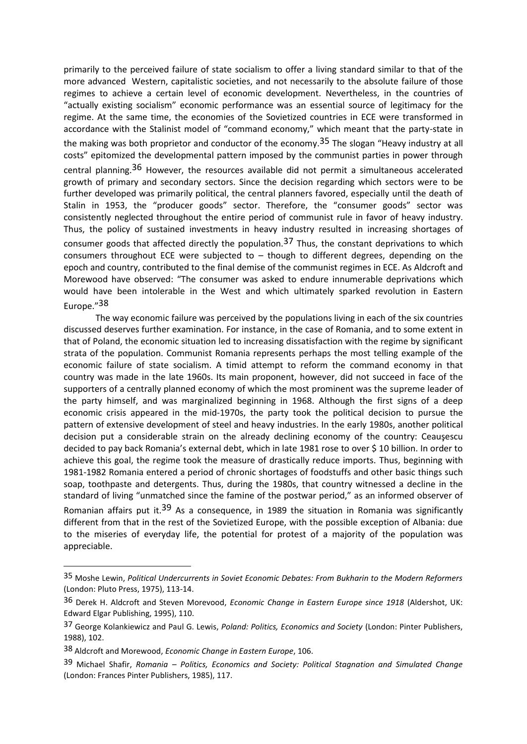primarily to the perceived failure of state socialism to offer a living standard similar to that of the more advanced Western, capitalistic societies, and not necessarily to the absolute failure of those regimes to achieve a certain level of economic development. Nevertheless, in the countries of "actually existing socialism" economic performance was an essential source of legitimacy for the regime. At the same time, the economies of the Sovietized countries in ECE were transformed in accordance with the Stalinist model of "command economy," which meant that the party-state in the making was both proprietor and conductor of the economy.[35] The slogan "Heavy industry at all costs" epitomized the developmental pattern imposed by the communist parties in power through central planning.[36] However, the resources available did not permit a simultaneous accelerated growth of primary and secondary sectors. Since the decision regarding which sectors were to be further developed was primarily political, the central planners favored, especially until the death of Stalin in 1953, the "producer goods" sector. Therefore, the "consumer goods" sector was consistently neglected throughout the entire period of communist rule in favor of heavy industry. Thus, the policy of sustained investments in heavy industry resulted in increasing shortages of consumer goods that affected directly the population.[37] Thus, the constant deprivations to which consumers throughout ECE were subjected to – though to different degrees, depending on the epoch and country, contributed to the final demise of the communist regimes in ECE. As Aldcroft and Morewood have observed: "The consumer was asked to endure innumerable deprivations which would have been intolerable in the West and which ultimately sparked revolution in Eastern Europe."[38]

The way economic failure was perceived by the populations living in each of the six countries discussed deserves further examination. For instance, in the case of Romania, and to some extent in that of Poland, the economic situation led to increasing dissatisfaction with the regime by significant strata of the population. Communist Romania represents perhaps the most telling example of the economic failure of state socialism. A timid attempt to reform the command economy in that country was made in the late 1960s. Its main proponent, however, did not succeed in face of the supporters of a centrally planned economy of which the most prominent was the supreme leader of the party himself, and was marginalized beginning in 1968. Although the first signs of a deep economic crisis appeared in the mid-1970s, the party took the political decision to pursue the pattern of extensive development of steel and heavy industries. In the early 1980s, another political decision put a considerable strain on the already declining economy of the country: Ceauşescu decided to pay back Romania's external debt, which in late 1981 rose to over $ 10 billion. In order to achieve this goal, the regime took the measure of drastically reduce imports. Thus, beginning with 1981-1982 Romania entered a period of chronic shortages of foodstuffs and other basic things such soap, toothpaste and detergents. Thus, during the 1980s, that country witnessed a decline in the standard of living "unmatched since the famine of the postwar period," as an informed observer of Romanian affairs put it.[39] As a consequence, in 1989 the situation in Romania was significantly different from that in the rest of the Sovietized Europe, with the possible exception of Albania: due to the miseries of everyday life, the potential for protest of a majority of the population was appreciable.

---

[35] Moshe Lewin, *Political Undercurrents in Soviet Economic Debates: From Bukharin to the Modern Reformers* (London: Pluto Press, 1975), 113-14.

[36] Derek H. Aldcroft and Steven Morevood, *Economic Change in Eastern Europe since 1918* (Aldershot, UK: Edward Elgar Publishing, 1995), 110.

[37] George Kolankiewicz and Paul G. Lewis, *Poland: Politics, Economics and Society* (London: Pinter Publishers, 1988), 102.

[38] Aldcroft and Morewood, *Economic Change in Eastern Europe*, 106.

[39] Michael Shafir, *Romania – Politics, Economics and Society: Political Stagnation and Simulated Change* (London: Frances Pinter Publishers, 1985), 117.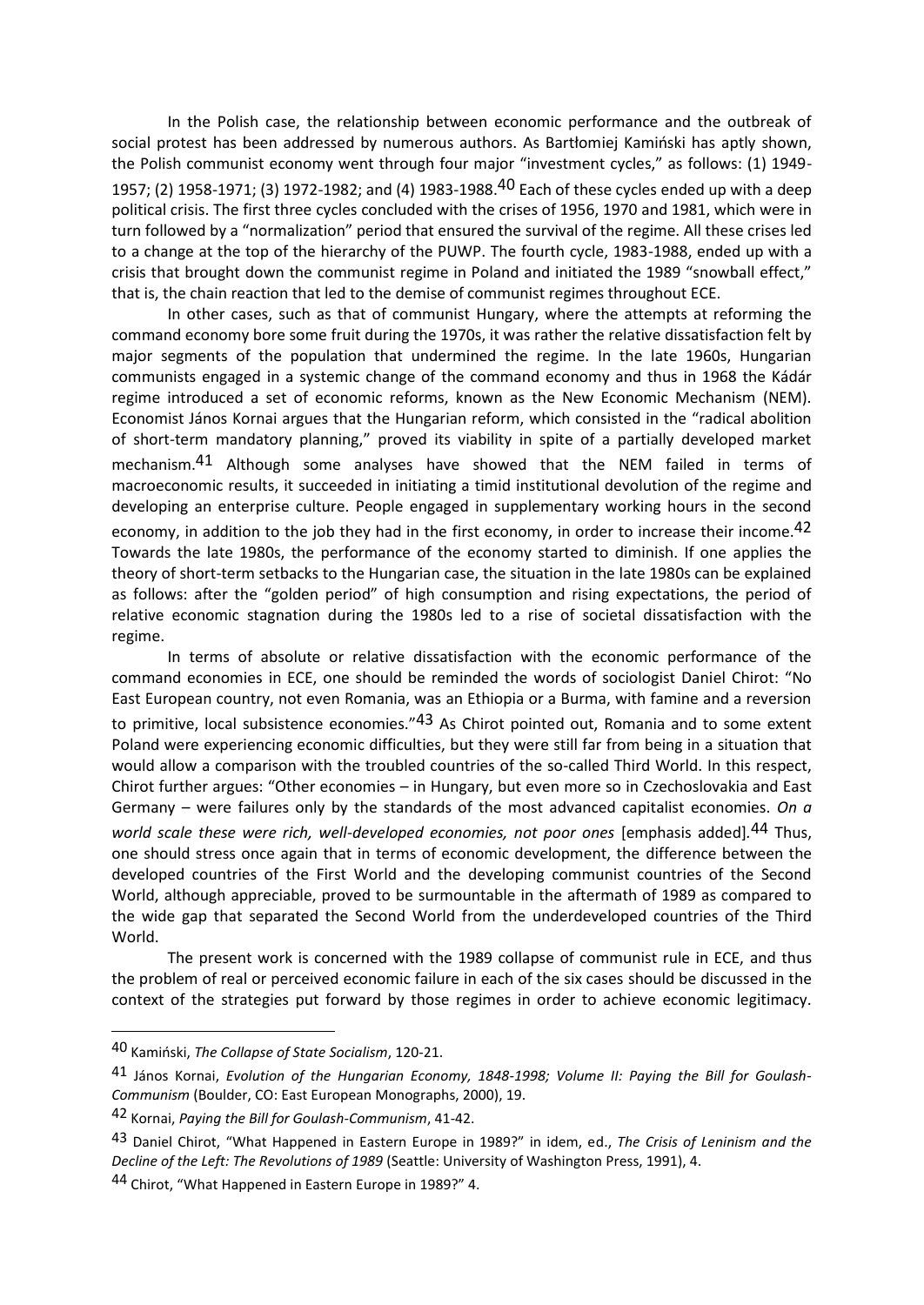In the Polish case, the relationship between economic performance and the outbreak of social protest has been addressed by numerous authors. As Bartłomiej Kamiński has aptly shown, the Polish communist economy went through four major "investment cycles," as follows: (1) 1949-1957; (2) 1958-1971; (3) 1972-1982; and (4) 1983-1988.[40] Each of these cycles ended up with a deep political crisis. The first three cycles concluded with the crises of 1956, 1970 and 1981, which were in turn followed by a "normalization" period that ensured the survival of the regime. All these crises led to a change at the top of the hierarchy of the PUWP. The fourth cycle, 1983-1988, ended up with a crisis that brought down the communist regime in Poland and initiated the 1989 "snowball effect," that is, the chain reaction that led to the demise of communist regimes throughout ECE.

In other cases, such as that of communist Hungary, where the attempts at reforming the command economy bore some fruit during the 1970s, it was rather the relative dissatisfaction felt by major segments of the population that undermined the regime. In the late 1960s, Hungarian communists engaged in a systemic change of the command economy and thus in 1968 the Kádár regime introduced a set of economic reforms, known as the New Economic Mechanism (NEM). Economist János Kornai argues that the Hungarian reform, which consisted in the "radical abolition of short-term mandatory planning," proved its viability in spite of a partially developed market mechanism.[41] Although some analyses have showed that the NEM failed in terms of macroeconomic results, it succeeded in initiating a timid institutional devolution of the regime and developing an enterprise culture. People engaged in supplementary working hours in the second economy, in addition to the job they had in the first economy, in order to increase their income.[42] Towards the late 1980s, the performance of the economy started to diminish. If one applies the theory of short-term setbacks to the Hungarian case, the situation in the late 1980s can be explained as follows: after the "golden period" of high consumption and rising expectations, the period of relative economic stagnation during the 1980s led to a rise of societal dissatisfaction with the regime.

In terms of absolute or relative dissatisfaction with the economic performance of the command economies in ECE, one should be reminded the words of sociologist Daniel Chirot: "No East European country, not even Romania, was an Ethiopia or a Burma, with famine and a reversion to primitive, local subsistence economies."[43] As Chirot pointed out, Romania and to some extent Poland were experiencing economic difficulties, but they were still far from being in a situation that would allow a comparison with the troubled countries of the so-called Third World. In this respect, Chirot further argues: "Other economies – in Hungary, but even more so in Czechoslovakia and East Germany – were failures only by the standards of the most advanced capitalist economies. *On a world scale these were rich, well-developed economies, not poor ones* [emphasis added].[44] Thus, one should stress once again that in terms of economic development, the difference between the developed countries of the First World and the developing communist countries of the Second World, although appreciable, proved to be surmountable in the aftermath of 1989 as compared to the wide gap that separated the Second World from the underdeveloped countries of the Third World.

The present work is concerned with the 1989 collapse of communist rule in ECE, and thus the problem of real or perceived economic failure in each of the six cases should be discussed in the context of the strategies put forward by those regimes in order to achieve economic legitimacy.

---

[40] Kamiński, *The Collapse of State Socialism*, 120-21.

[41] János Kornai, *Evolution of the Hungarian Economy, 1848-1998; Volume II: Paying the Bill for Goulash-Communism* (Boulder, CO: East European Monographs, 2000), 19.

[42] Kornai, *Paying the Bill for Goulash-Communism*, 41-42.

[43] Daniel Chirot, "What Happened in Eastern Europe in 1989?" in idem, ed., *The Crisis of Leninism and the Decline of the Left: The Revolutions of 1989* (Seattle: University of Washington Press, 1991), 4.

[44] Chirot, "What Happened in Eastern Europe in 1989?" 4.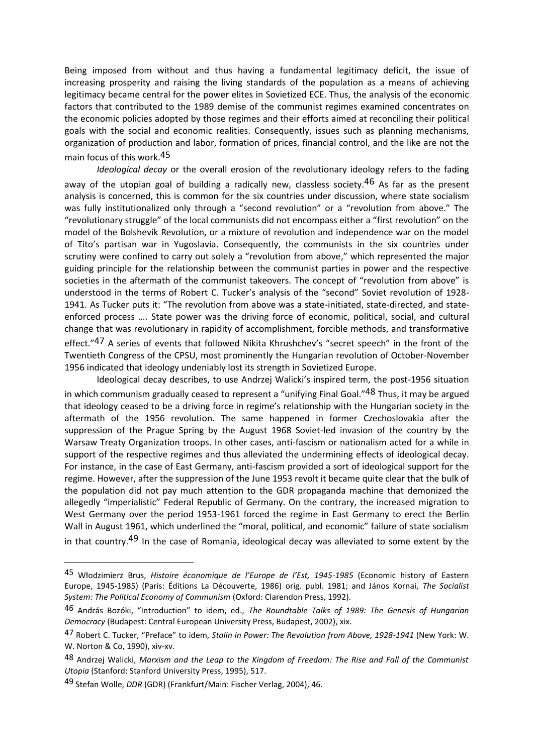Being imposed from without and thus having a fundamental legitimacy deficit, the issue of increasing prosperity and raising the living standards of the population as a means of achieving legitimacy became central for the power elites in Sovietized ECE. Thus, the analysis of the economic factors that contributed to the 1989 demise of the communist regimes examined concentrates on the economic policies adopted by those regimes and their efforts aimed at reconciling their political goals with the social and economic realities. Consequently, issues such as planning mechanisms, organization of production and labor, formation of prices, financial control, and the like are not the main focus of this work.[45]

*Ideological decay* or the overall erosion of the revolutionary ideology refers to the fading away of the utopian goal of building a radically new, classless society.[46] As far as the present analysis is concerned, this is common for the six countries under discussion, where state socialism was fully institutionalized only through a "second revolution" or a "revolution from above." The "revolutionary struggle" of the local communists did not encompass either a "first revolution" on the model of the Bolshevik Revolution, or a mixture of revolution and independence war on the model of Tito's partisan war in Yugoslavia. Consequently, the communists in the six countries under scrutiny were confined to carry out solely a "revolution from above," which represented the major guiding principle for the relationship between the communist parties in power and the respective societies in the aftermath of the communist takeovers. The concept of "revolution from above" is understood in the terms of Robert C. Tucker's analysis of the "second" Soviet revolution of 1928-1941. As Tucker puts it: "The revolution from above was a state-initiated, state-directed, and state-enforced process …. State power was the driving force of economic, political, social, and cultural change that was revolutionary in rapidity of accomplishment, forcible methods, and transformative effect."[47] A series of events that followed Nikita Khrushchev's "secret speech" in the front of the Twentieth Congress of the CPSU, most prominently the Hungarian revolution of October-November 1956 indicated that ideology undeniably lost its strength in Sovietized Europe.

Ideological decay describes, to use Andrzej Walicki's inspired term, the post-1956 situation in which communism gradually ceased to represent a "unifying Final Goal."[48] Thus, it may be argued that ideology ceased to be a driving force in regime's relationship with the Hungarian society in the aftermath of the 1956 revolution. The same happened in former Czechoslovakia after the suppression of the Prague Spring by the August 1968 Soviet-led invasion of the country by the Warsaw Treaty Organization troops. In other cases, anti-fascism or nationalism acted for a while in support of the respective regimes and thus alleviated the undermining effects of ideological decay. For instance, in the case of East Germany, anti-fascism provided a sort of ideological support for the regime. However, after the suppression of the June 1953 revolt it became quite clear that the bulk of the population did not pay much attention to the GDR propaganda machine that demonized the allegedly "imperialistic" Federal Republic of Germany. On the contrary, the increased migration to West Germany over the period 1953-1961 forced the regime in East Germany to erect the Berlin Wall in August 1961, which underlined the "moral, political, and economic" failure of state socialism in that country.[49] In the case of Romania, ideological decay was alleviated to some extent by the

---

[45] Włodzimierz Brus, *Histoire économique de l'Europe de l'Est, 1945-1985* (Economic history of Eastern Europe, 1945-1985) (Paris: Éditions La Découverte, 1986) orig. publ. 1981; and János Kornai, *The Socialist System: The Political Economy of Communism* (Oxford: Clarendon Press, 1992).

[46] András Bozóki, "Introduction" to idem, ed., *The Roundtable Talks of 1989: The Genesis of Hungarian Democracy* (Budapest: Central European University Press, Budapest, 2002), xix.

[47] Robert C. Tucker, "Preface" to idem, *Stalin in Power: The Revolution from Above, 1928-1941* (New York: W. W. Norton & Co, 1990), xiv-xv.

[48] Andrzej Walicki, *Marxism and the Leap to the Kingdom of Freedom: The Rise and Fall of the Communist Utopia* (Stanford: Stanford University Press, 1995), 517.

[49] Stefan Wolle, *DDR* (GDR) (Frankfurt/Main: Fischer Verlag, 2004), 46.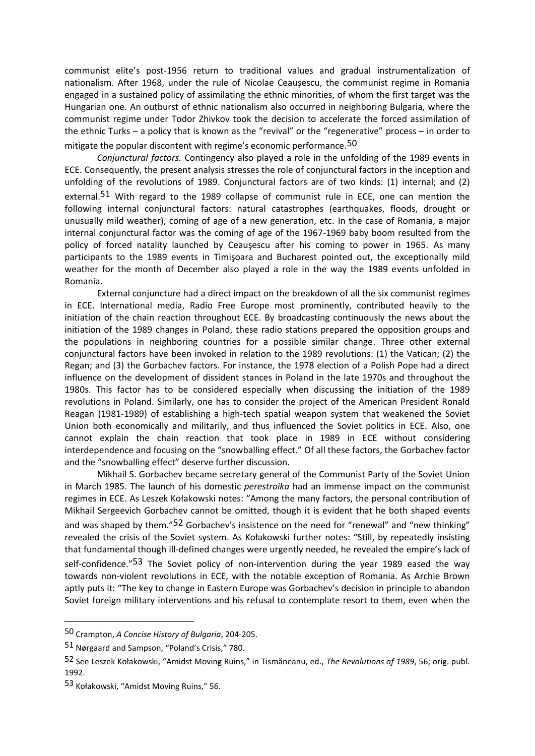communist elite's post-1956 return to traditional values and gradual instrumentalization of nationalism. After 1968, under the rule of Nicolae Ceaușescu, the communist regime in Romania engaged in a sustained policy of assimilating the ethnic minorities, of whom the first target was the Hungarian one. An outburst of ethnic nationalism also occurred in neighboring Bulgaria, where the communist regime under Todor Zhivkov took the decision to accelerate the forced assimilation of the ethnic Turks – a policy that is known as the "revival" or the "regenerative" process – in order to mitigate the popular discontent with regime's economic performance.[50]

*Conjunctural factors.* Contingency also played a role in the unfolding of the 1989 events in ECE. Consequently, the present analysis stresses the role of conjunctural factors in the inception and unfolding of the revolutions of 1989. Conjunctural factors are of two kinds: (1) internal; and (2) external.[51] With regard to the 1989 collapse of communist rule in ECE, one can mention the following internal conjunctural factors: natural catastrophes (earthquakes, floods, drought or unusually mild weather), coming of age of a new generation, etc. In the case of Romania, a major internal conjunctural factor was the coming of age of the 1967-1969 baby boom resulted from the policy of forced natality launched by Ceaușescu after his coming to power in 1965. As many participants to the 1989 events in Timișoara and Bucharest pointed out, the exceptionally mild weather for the month of December also played a role in the way the 1989 events unfolded in Romania.

External conjuncture had a direct impact on the breakdown of all the six communist regimes in ECE. International media, Radio Free Europe most prominently, contributed heavily to the initiation of the chain reaction throughout ECE. By broadcasting continuously the news about the initiation of the 1989 changes in Poland, these radio stations prepared the opposition groups and the populations in neighboring countries for a possible similar change. Three other external conjunctural factors have been invoked in relation to the 1989 revolutions: (1) the Vatican; (2) the Regan; and (3) the Gorbachev factors. For instance, the 1978 election of a Polish Pope had a direct influence on the development of dissident stances in Poland in the late 1970s and throughout the 1980s. This factor has to be considered especially when discussing the initiation of the 1989 revolutions in Poland. Similarly, one has to consider the project of the American President Ronald Reagan (1981-1989) of establishing a high-tech spatial weapon system that weakened the Soviet Union both economically and militarily, and thus influenced the Soviet politics in ECE. Also, one cannot explain the chain reaction that took place in 1989 in ECE without considering interdependence and focusing on the "snowballing effect." Of all these factors, the Gorbachev factor and the "snowballing effect" deserve further discussion.

Mikhail S. Gorbachev became secretary general of the Communist Party of the Soviet Union in March 1985. The launch of his domestic *perestroika* had an immense impact on the communist regimes in ECE. As Leszek Kołakowski notes: "Among the many factors, the personal contribution of Mikhail Sergeevich Gorbachev cannot be omitted, though it is evident that he both shaped events and was shaped by them."[52] Gorbachev's insistence on the need for "renewal" and "new thinking" revealed the crisis of the Soviet system. As Kołakowski further notes: "Still, by repeatedly insisting that fundamental though ill-defined changes were urgently needed, he revealed the empire's lack of self-confidence."[53] The Soviet policy of non-intervention during the year 1989 eased the way towards non-violent revolutions in ECE, with the notable exception of Romania. As Archie Brown aptly puts it: "The key to change in Eastern Europe was Gorbachev's decision in principle to abandon Soviet foreign military interventions and his refusal to contemplate resort to them, even when the

---

[50] Crampton, *A Concise History of Bulgaria*, 204-205.

[51] Nørgaard and Sampson, "Poland's Crisis," 780.

[52] See Leszek Kołakowski, "Amidst Moving Ruins," in Tismăneanu, ed., *The Revolutions of 1989*, 56; orig. publ. 1992.

[53] Kołakowski, "Amidst Moving Ruins," 56.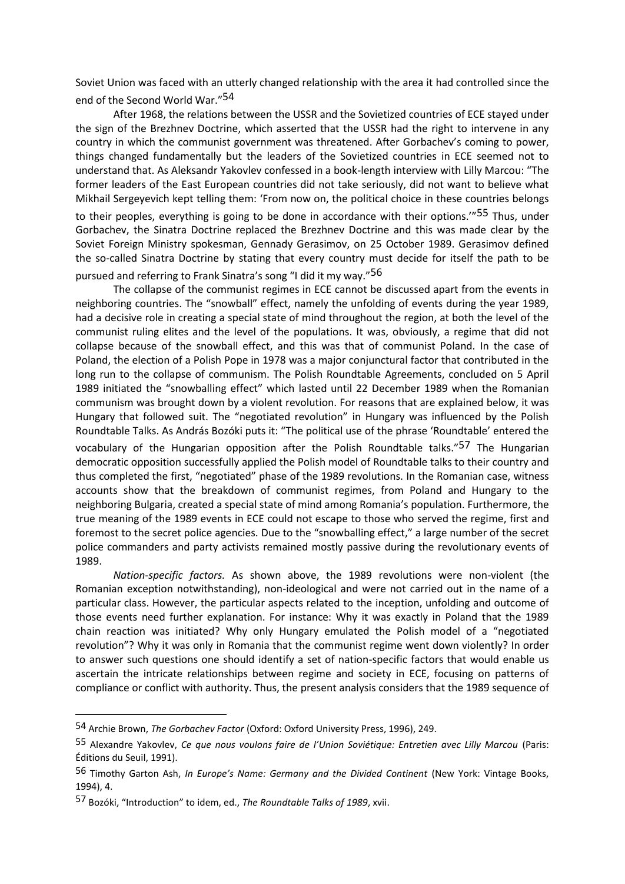Soviet Union was faced with an utterly changed relationship with the area it had controlled since the end of the Second World War."[54]

After 1968, the relations between the USSR and the Sovietized countries of ECE stayed under the sign of the Brezhnev Doctrine, which asserted that the USSR had the right to intervene in any country in which the communist government was threatened. After Gorbachev's coming to power, things changed fundamentally but the leaders of the Sovietized countries in ECE seemed not to understand that. As Aleksandr Yakovlev confessed in a book-length interview with Lilly Marcou: "The former leaders of the East European countries did not take seriously, did not want to believe what Mikhail Sergeyevich kept telling them: 'From now on, the political choice in these countries belongs to their peoples, everything is going to be done in accordance with their options.'"[55] Thus, under Gorbachev, the Sinatra Doctrine replaced the Brezhnev Doctrine and this was made clear by the Soviet Foreign Ministry spokesman, Gennady Gerasimov, on 25 October 1989. Gerasimov defined the so-called Sinatra Doctrine by stating that every country must decide for itself the path to be pursued and referring to Frank Sinatra's song "I did it my way."[56]

The collapse of the communist regimes in ECE cannot be discussed apart from the events in neighboring countries. The "snowball" effect, namely the unfolding of events during the year 1989, had a decisive role in creating a special state of mind throughout the region, at both the level of the communist ruling elites and the level of the populations. It was, obviously, a regime that did not collapse because of the snowball effect, and this was that of communist Poland. In the case of Poland, the election of a Polish Pope in 1978 was a major conjunctural factor that contributed in the long run to the collapse of communism. The Polish Roundtable Agreements, concluded on 5 April 1989 initiated the "snowballing effect" which lasted until 22 December 1989 when the Romanian communism was brought down by a violent revolution. For reasons that are explained below, it was Hungary that followed suit. The "negotiated revolution" in Hungary was influenced by the Polish Roundtable Talks. As András Bozóki puts it: "The political use of the phrase 'Roundtable' entered the vocabulary of the Hungarian opposition after the Polish Roundtable talks."[57] The Hungarian democratic opposition successfully applied the Polish model of Roundtable talks to their country and thus completed the first, "negotiated" phase of the 1989 revolutions. In the Romanian case, witness accounts show that the breakdown of communist regimes, from Poland and Hungary to the neighboring Bulgaria, created a special state of mind among Romania's population. Furthermore, the true meaning of the 1989 events in ECE could not escape to those who served the regime, first and foremost to the secret police agencies. Due to the "snowballing effect," a large number of the secret police commanders and party activists remained mostly passive during the revolutionary events of 1989.

*Nation-specific factors.* As shown above, the 1989 revolutions were non-violent (the Romanian exception notwithstanding), non-ideological and were not carried out in the name of a particular class. However, the particular aspects related to the inception, unfolding and outcome of those events need further explanation. For instance: Why it was exactly in Poland that the 1989 chain reaction was initiated? Why only Hungary emulated the Polish model of a "negotiated revolution"? Why it was only in Romania that the communist regime went down violently? In order to answer such questions one should identify a set of nation-specific factors that would enable us ascertain the intricate relationships between regime and society in ECE, focusing on patterns of compliance or conflict with authority. Thus, the present analysis considers that the 1989 sequence of

---

[54] Archie Brown, *The Gorbachev Factor* (Oxford: Oxford University Press, 1996), 249.

[55] Alexandre Yakovlev, *Ce que nous voulons faire de l'Union Soviétique: Entretien avec Lilly Marcou* (Paris: Éditions du Seuil, 1991).

[56] Timothy Garton Ash, *In Europe's Name: Germany and the Divided Continent* (New York: Vintage Books, 1994), 4.

[57] Bozóki, "Introduction" to idem, ed., *The Roundtable Talks of 1989*, xvii.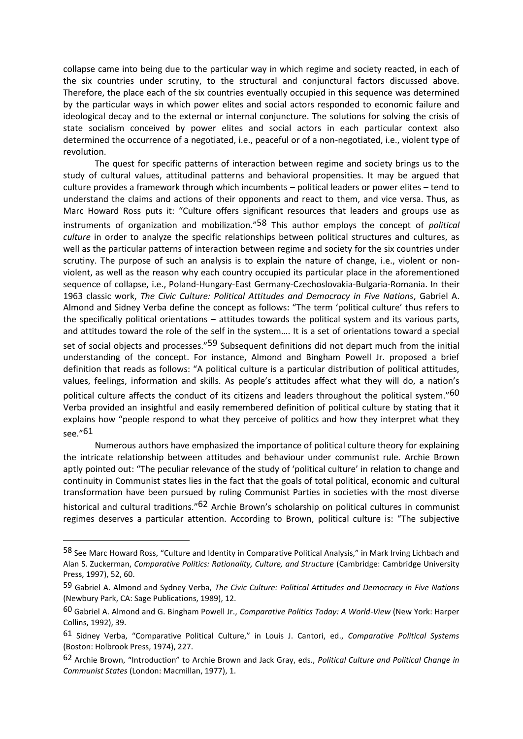collapse came into being due to the particular way in which regime and society reacted, in each of the six countries under scrutiny, to the structural and conjunctural factors discussed above. Therefore, the place each of the six countries eventually occupied in this sequence was determined by the particular ways in which power elites and social actors responded to economic failure and ideological decay and to the external or internal conjuncture. The solutions for solving the crisis of state socialism conceived by power elites and social actors in each particular context also determined the occurrence of a negotiated, i.e., peaceful or of a non-negotiated, i.e., violent type of revolution.

The quest for specific patterns of interaction between regime and society brings us to the study of cultural values, attitudinal patterns and behavioral propensities. It may be argued that culture provides a framework through which incumbents – political leaders or power elites – tend to understand the claims and actions of their opponents and react to them, and vice versa. Thus, as Marc Howard Ross puts it: "Culture offers significant resources that leaders and groups use as instruments of organization and mobilization."[58] This author employs the concept of *political culture* in order to analyze the specific relationships between political structures and cultures, as well as the particular patterns of interaction between regime and society for the six countries under scrutiny. The purpose of such an analysis is to explain the nature of change, i.e., violent or non-violent, as well as the reason why each country occupied its particular place in the aforementioned sequence of collapse, i.e., Poland-Hungary-East Germany-Czechoslovakia-Bulgaria-Romania. In their 1963 classic work, *The Civic Culture: Political Attitudes and Democracy in Five Nations*, Gabriel A. Almond and Sidney Verba define the concept as follows: "The term 'political culture' thus refers to the specifically political orientations – attitudes towards the political system and its various parts, and attitudes toward the role of the self in the system…. It is a set of orientations toward a special set of social objects and processes."[59] Subsequent definitions did not depart much from the initial understanding of the concept. For instance, Almond and Bingham Powell Jr. proposed a brief definition that reads as follows: "A political culture is a particular distribution of political attitudes, values, feelings, information and skills. As people's attitudes affect what they will do, a nation's political culture affects the conduct of its citizens and leaders throughout the political system."[60] Verba provided an insightful and easily remembered definition of political culture by stating that it explains how "people respond to what they perceive of politics and how they interpret what they see."[61]

Numerous authors have emphasized the importance of political culture theory for explaining the intricate relationship between attitudes and behaviour under communist rule. Archie Brown aptly pointed out: "The peculiar relevance of the study of 'political culture' in relation to change and continuity in Communist states lies in the fact that the goals of total political, economic and cultural transformation have been pursued by ruling Communist Parties in societies with the most diverse historical and cultural traditions."[62] Archie Brown's scholarship on political cultures in communist regimes deserves a particular attention. According to Brown, political culture is: "The subjective

---

58 See Marc Howard Ross, "Culture and Identity in Comparative Political Analysis," in Mark Irving Lichbach and Alan S. Zuckerman, *Comparative Politics: Rationality, Culture, and Structure* (Cambridge: Cambridge University Press, 1997), 52, 60.

59 Gabriel A. Almond and Sydney Verba, *The Civic Culture: Political Attitudes and Democracy in Five Nations* (Newbury Park, CA: Sage Publications, 1989), 12.

60 Gabriel A. Almond and G. Bingham Powell Jr., *Comparative Politics Today: A World-View* (New York: Harper Collins, 1992), 39.

61 Sidney Verba, "Comparative Political Culture," in Louis J. Cantori, ed., *Comparative Political Systems* (Boston: Holbrook Press, 1974), 227.

62 Archie Brown, "Introduction" to Archie Brown and Jack Gray, eds., *Political Culture and Political Change in Communist States* (London: Macmillan, 1977), 1.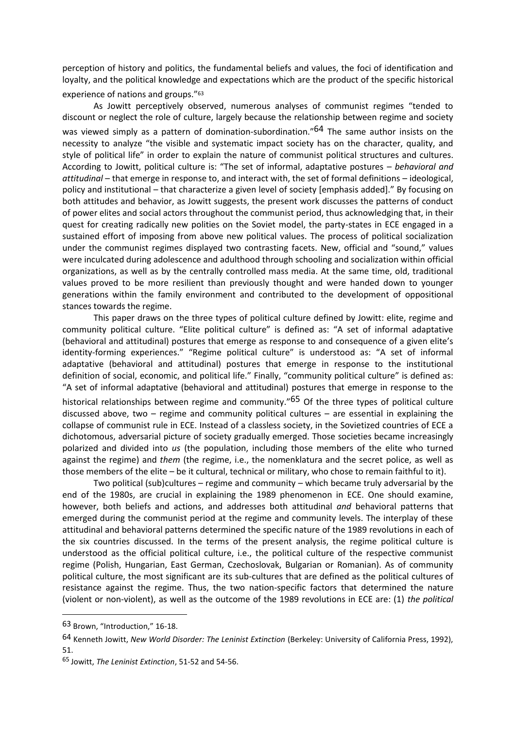perception of history and politics, the fundamental beliefs and values, the foci of identification and loyalty, and the political knowledge and expectations which are the product of the specific historical experience of nations and groups."[63]

As Jowitt perceptively observed, numerous analyses of communist regimes "tended to discount or neglect the role of culture, largely because the relationship between regime and society was viewed simply as a pattern of domination-subordination."[64] The same author insists on the necessity to analyze "the visible and systematic impact society has on the character, quality, and style of political life" in order to explain the nature of communist political structures and cultures. According to Jowitt, political culture is: "The set of informal, adaptative postures – *behavioral and attitudinal* – that emerge in response to, and interact with, the set of formal definitions – ideological, policy and institutional – that characterize a given level of society [emphasis added]." By focusing on both attitudes and behavior, as Jowitt suggests, the present work discusses the patterns of conduct of power elites and social actors throughout the communist period, thus acknowledging that, in their quest for creating radically new polities on the Soviet model, the party-states in ECE engaged in a sustained effort of imposing from above new political values. The process of political socialization under the communist regimes displayed two contrasting facets. New, official and "sound," values were inculcated during adolescence and adulthood through schooling and socialization within official organizations, as well as by the centrally controlled mass media. At the same time, old, traditional values proved to be more resilient than previously thought and were handed down to younger generations within the family environment and contributed to the development of oppositional stances towards the regime.

This paper draws on the three types of political culture defined by Jowitt: elite, regime and community political culture. "Elite political culture" is defined as: "A set of informal adaptative (behavioral and attitudinal) postures that emerge as response to and consequence of a given elite's identity-forming experiences." "Regime political culture" is understood as: "A set of informal adaptative (behavioral and attitudinal) postures that emerge in response to the institutional definition of social, economic, and political life." Finally, "community political culture" is defined as: "A set of informal adaptative (behavioral and attitudinal) postures that emerge in response to the historical relationships between regime and community."[65] Of the three types of political culture discussed above, two – regime and community political cultures – are essential in explaining the collapse of communist rule in ECE. Instead of a classless society, in the Sovietized countries of ECE a dichotomous, adversarial picture of society gradually emerged. Those societies became increasingly polarized and divided into *us* (the population, including those members of the elite who turned against the regime) and *them* (the regime, i.e., the nomenklatura and the secret police, as well as those members of the elite – be it cultural, technical or military, who chose to remain faithful to it).

Two political (sub)cultures – regime and community – which became truly adversarial by the end of the 1980s, are crucial in explaining the 1989 phenomenon in ECE. One should examine, however, both beliefs and actions, and addresses both attitudinal *and* behavioral patterns that emerged during the communist period at the regime and community levels. The interplay of these attitudinal and behavioral patterns determined the specific nature of the 1989 revolutions in each of the six countries discussed. In the terms of the present analysis, the regime political culture is understood as the official political culture, i.e., the political culture of the respective communist regime (Polish, Hungarian, East German, Czechoslovak, Bulgarian or Romanian). As of community political culture, the most significant are its sub-cultures that are defined as the political cultures of resistance against the regime. Thus, the two nation-specific factors that determined the nature (violent or non-violent), as well as the outcome of the 1989 revolutions in ECE are: (1) *the political*

---

[63] Brown, "Introduction," 16-18.

[64] Kenneth Jowitt, *New World Disorder: The Leninist Extinction* (Berkeley: University of California Press, 1992), 51.

[65] Jowitt, *The Leninist Extinction*, 51-52 and 54-56.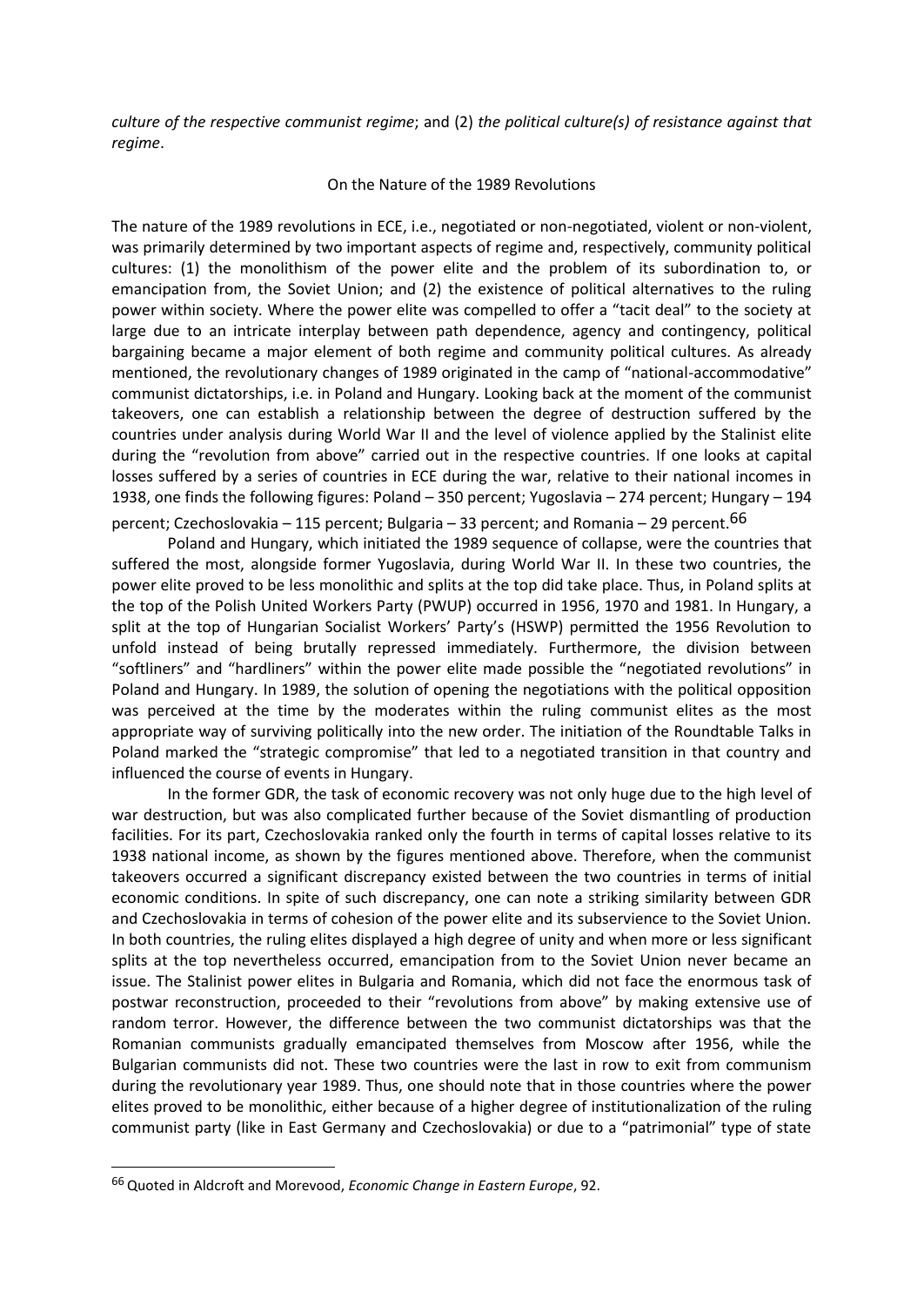*culture of the respective communist regime*; and (2) *the political culture(s) of resistance against that regime*.

## On the Nature of the 1989 Revolutions

The nature of the 1989 revolutions in ECE, i.e., negotiated or non-negotiated, violent or non-violent, was primarily determined by two important aspects of regime and, respectively, community political cultures: (1) the monolithism of the power elite and the problem of its subordination to, or emancipation from, the Soviet Union; and (2) the existence of political alternatives to the ruling power within society. Where the power elite was compelled to offer a "tacit deal" to the society at large due to an intricate interplay between path dependence, agency and contingency, political bargaining became a major element of both regime and community political cultures. As already mentioned, the revolutionary changes of 1989 originated in the camp of "national-accommodative" communist dictatorships, i.e. in Poland and Hungary. Looking back at the moment of the communist takeovers, one can establish a relationship between the degree of destruction suffered by the countries under analysis during World War II and the level of violence applied by the Stalinist elite during the "revolution from above" carried out in the respective countries. If one looks at capital losses suffered by a series of countries in ECE during the war, relative to their national incomes in 1938, one finds the following figures: Poland – 350 percent; Yugoslavia – 274 percent; Hungary – 194 percent; Czechoslovakia – 115 percent; Bulgaria – 33 percent; and Romania – 29 percent.[66]

Poland and Hungary, which initiated the 1989 sequence of collapse, were the countries that suffered the most, alongside former Yugoslavia, during World War II. In these two countries, the power elite proved to be less monolithic and splits at the top did take place. Thus, in Poland splits at the top of the Polish United Workers Party (PWUP) occurred in 1956, 1970 and 1981. In Hungary, a split at the top of Hungarian Socialist Workers' Party's (HSWP) permitted the 1956 Revolution to unfold instead of being brutally repressed immediately. Furthermore, the division between "softliners" and "hardliners" within the power elite made possible the "negotiated revolutions" in Poland and Hungary. In 1989, the solution of opening the negotiations with the political opposition was perceived at the time by the moderates within the ruling communist elites as the most appropriate way of surviving politically into the new order. The initiation of the Roundtable Talks in Poland marked the "strategic compromise" that led to a negotiated transition in that country and influenced the course of events in Hungary.

In the former GDR, the task of economic recovery was not only huge due to the high level of war destruction, but was also complicated further because of the Soviet dismantling of production facilities. For its part, Czechoslovakia ranked only the fourth in terms of capital losses relative to its 1938 national income, as shown by the figures mentioned above. Therefore, when the communist takeovers occurred a significant discrepancy existed between the two countries in terms of initial economic conditions. In spite of such discrepancy, one can note a striking similarity between GDR and Czechoslovakia in terms of cohesion of the power elite and its subservience to the Soviet Union. In both countries, the ruling elites displayed a high degree of unity and when more or less significant splits at the top nevertheless occurred, emancipation from to the Soviet Union never became an issue. The Stalinist power elites in Bulgaria and Romania, which did not face the enormous task of postwar reconstruction, proceeded to their "revolutions from above" by making extensive use of random terror. However, the difference between the two communist dictatorships was that the Romanian communists gradually emancipated themselves from Moscow after 1956, while the Bulgarian communists did not. These two countries were the last in row to exit from communism during the revolutionary year 1989. Thus, one should note that in those countries where the power elites proved to be monolithic, either because of a higher degree of institutionalization of the ruling communist party (like in East Germany and Czechoslovakia) or due to a "patrimonial" type of state

---

[66] Quoted in Aldcroft and Morevood, *Economic Change in Eastern Europe*, 92.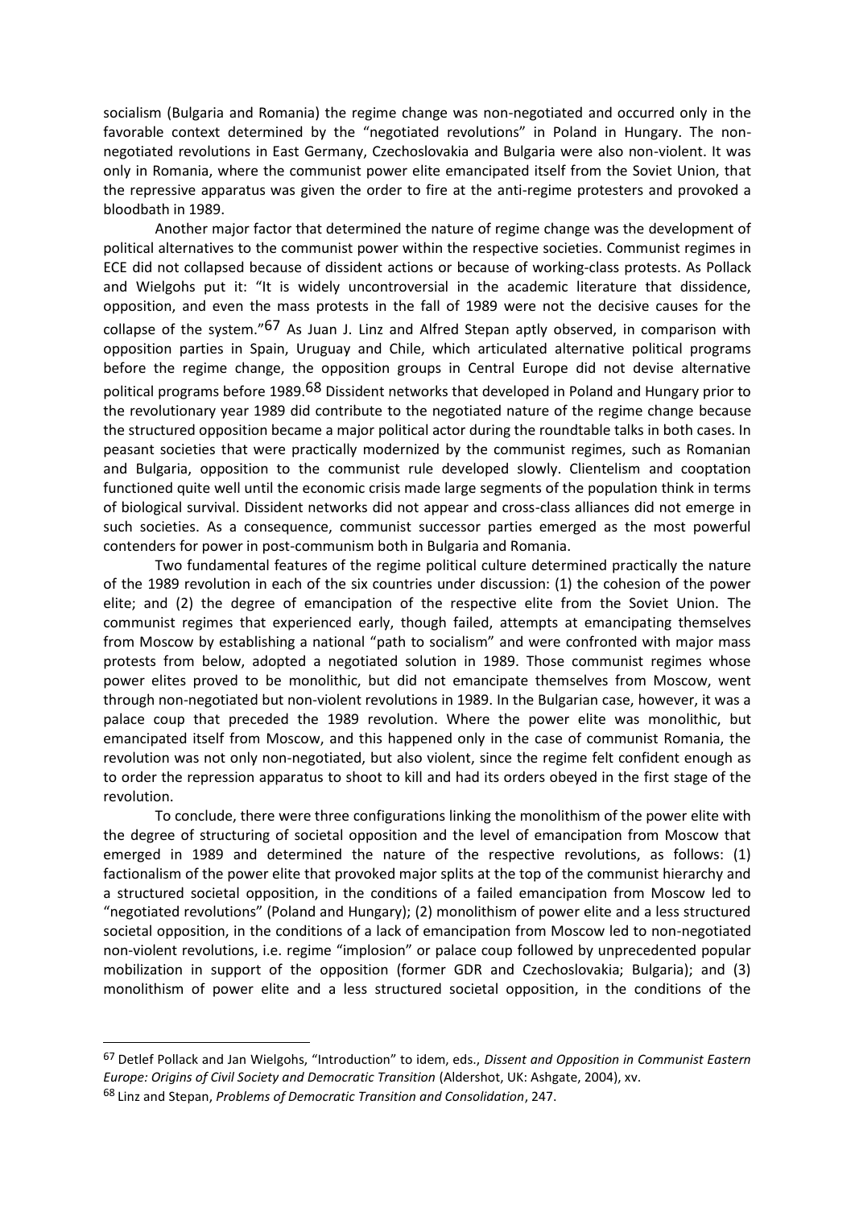socialism (Bulgaria and Romania) the regime change was non-negotiated and occurred only in the favorable context determined by the "negotiated revolutions" in Poland in Hungary. The non-negotiated revolutions in East Germany, Czechoslovakia and Bulgaria were also non-violent. It was only in Romania, where the communist power elite emancipated itself from the Soviet Union, that the repressive apparatus was given the order to fire at the anti-regime protesters and provoked a bloodbath in 1989.

Another major factor that determined the nature of regime change was the development of political alternatives to the communist power within the respective societies. Communist regimes in ECE did not collapsed because of dissident actions or because of working-class protests. As Pollack and Wielgohs put it: "It is widely uncontroversial in the academic literature that dissidence, opposition, and even the mass protests in the fall of 1989 were not the decisive causes for the collapse of the system."[67] As Juan J. Linz and Alfred Stepan aptly observed, in comparison with opposition parties in Spain, Uruguay and Chile, which articulated alternative political programs before the regime change, the opposition groups in Central Europe did not devise alternative political programs before 1989.[68] Dissident networks that developed in Poland and Hungary prior to the revolutionary year 1989 did contribute to the negotiated nature of the regime change because the structured opposition became a major political actor during the roundtable talks in both cases. In peasant societies that were practically modernized by the communist regimes, such as Romanian and Bulgaria, opposition to the communist rule developed slowly. Clientelism and cooptation functioned quite well until the economic crisis made large segments of the population think in terms of biological survival. Dissident networks did not appear and cross-class alliances did not emerge in such societies. As a consequence, communist successor parties emerged as the most powerful contenders for power in post-communism both in Bulgaria and Romania.

Two fundamental features of the regime political culture determined practically the nature of the 1989 revolution in each of the six countries under discussion: (1) the cohesion of the power elite; and (2) the degree of emancipation of the respective elite from the Soviet Union. The communist regimes that experienced early, though failed, attempts at emancipating themselves from Moscow by establishing a national "path to socialism" and were confronted with major mass protests from below, adopted a negotiated solution in 1989. Those communist regimes whose power elites proved to be monolithic, but did not emancipate themselves from Moscow, went through non-negotiated but non-violent revolutions in 1989. In the Bulgarian case, however, it was a palace coup that preceded the 1989 revolution. Where the power elite was monolithic, but emancipated itself from Moscow, and this happened only in the case of communist Romania, the revolution was not only non-negotiated, but also violent, since the regime felt confident enough as to order the repression apparatus to shoot to kill and had its orders obeyed in the first stage of the revolution.

To conclude, there were three configurations linking the monolithism of the power elite with the degree of structuring of societal opposition and the level of emancipation from Moscow that emerged in 1989 and determined the nature of the respective revolutions, as follows: (1) factionalism of the power elite that provoked major splits at the top of the communist hierarchy and a structured societal opposition, in the conditions of a failed emancipation from Moscow led to "negotiated revolutions" (Poland and Hungary); (2) monolithism of power elite and a less structured societal opposition, in the conditions of a lack of emancipation from Moscow led to non-negotiated non-violent revolutions, i.e. regime "implosion" or palace coup followed by unprecedented popular mobilization in support of the opposition (former GDR and Czechoslovakia; Bulgaria); and (3) monolithism of power elite and a less structured societal opposition, in the conditions of the

[67] Detlef Pollack and Jan Wielgohs, "Introduction" to idem, eds., *Dissent and Opposition in Communist Eastern Europe: Origins of Civil Society and Democratic Transition* (Aldershot, UK: Ashgate, 2004), xv.

[68] Linz and Stepan, *Problems of Democratic Transition and Consolidation*, 247.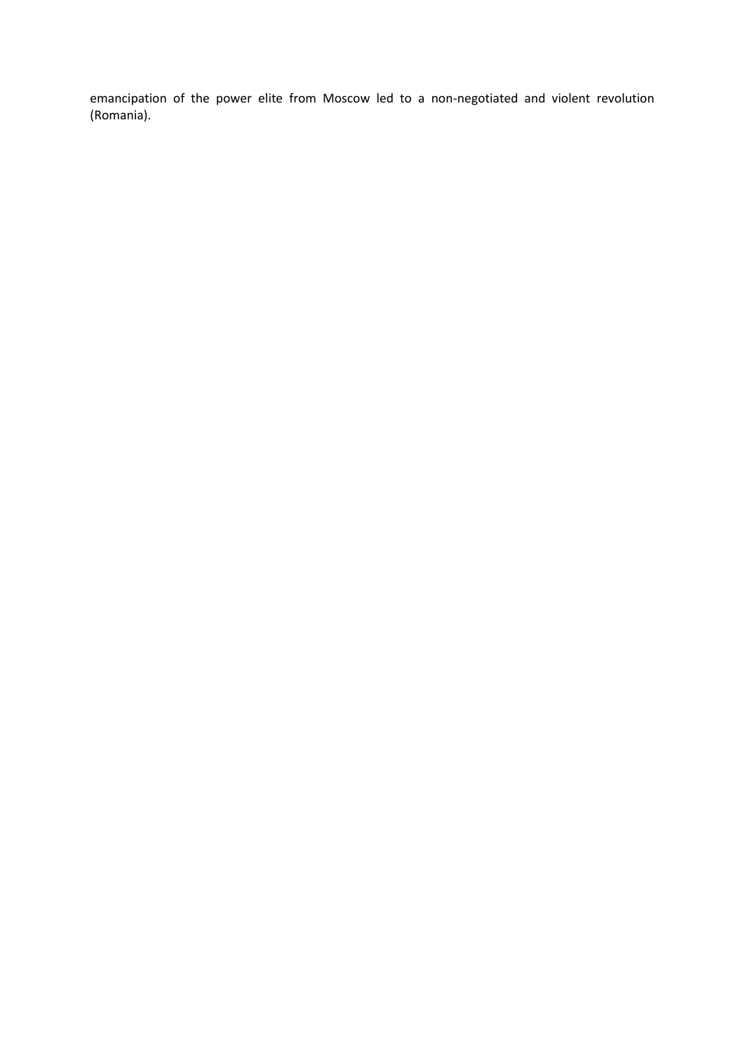emancipation of the power elite from Moscow led to a non-negotiated and violent revolution (Romania).